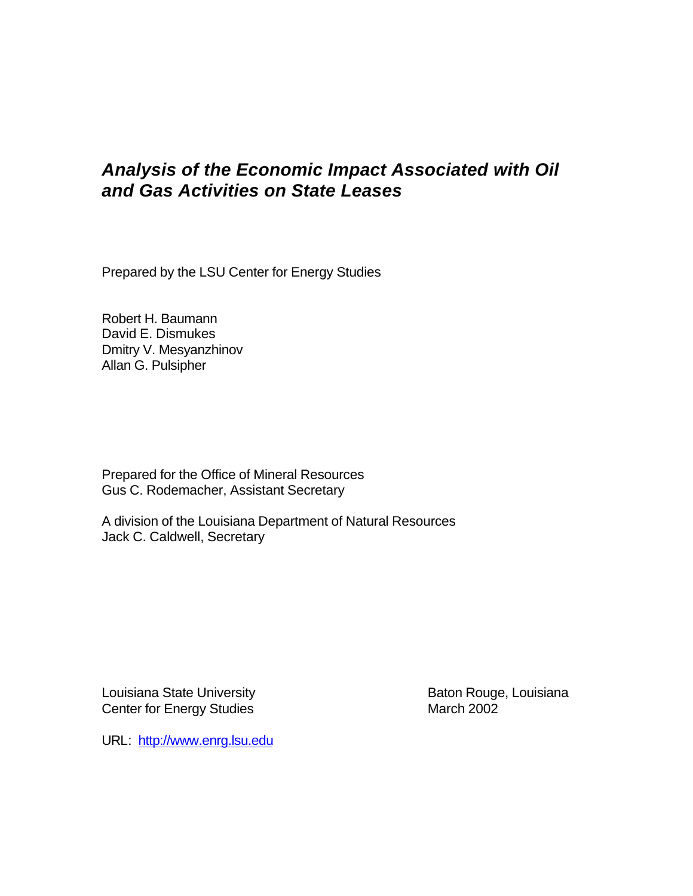# *Analysis of the Economic Impact Associated with Oil and Gas Activities on State Leases*

Prepared by the LSU Center for Energy Studies

Robert H. Baumann
David E. Dismukes
Dmitry V. Mesyanzhinov
Allan G. Pulsipher

Prepared for the Office of Mineral Resources
Gus C. Rodemacher, Assistant Secretary

A division of the Louisiana Department of Natural Resources
Jack C. Caldwell, Secretary

Louisiana State University
Center for Energy Studies

Baton Rouge, Louisiana
March 2002

URL: http://www.enrg.lsu.edu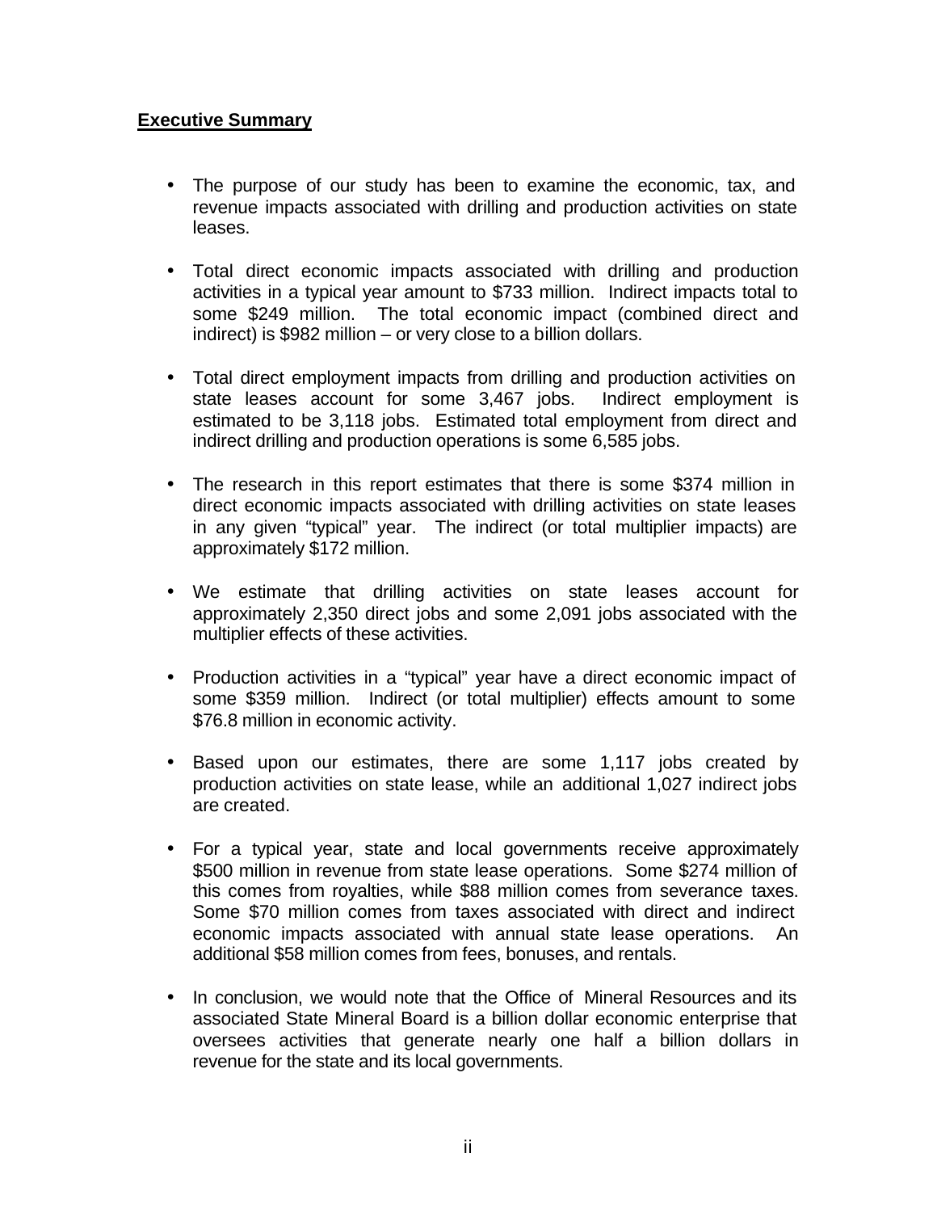**Executive Summary**

- The purpose of our study has been to examine the economic, tax, and revenue impacts associated with drilling and production activities on state leases.

- Total direct economic impacts associated with drilling and production activities in a typical year amount to $733 million. Indirect impacts total to some $249 million. The total economic impact (combined direct and indirect) is $982 million – or very close to a billion dollars.

- Total direct employment impacts from drilling and production activities on state leases account for some 3,467 jobs. Indirect employment is estimated to be 3,118 jobs. Estimated total employment from direct and indirect drilling and production operations is some 6,585 jobs.

- The research in this report estimates that there is some $374 million in direct economic impacts associated with drilling activities on state leases in any given "typical" year. The indirect (or total multiplier impacts) are approximately $172 million.

- We estimate that drilling activities on state leases account for approximately 2,350 direct jobs and some 2,091 jobs associated with the multiplier effects of these activities.

- Production activities in a "typical" year have a direct economic impact of some $359 million. Indirect (or total multiplier) effects amount to some $76.8 million in economic activity.

- Based upon our estimates, there are some 1,117 jobs created by production activities on state lease, while an additional 1,027 indirect jobs are created.

- For a typical year, state and local governments receive approximately $500 million in revenue from state lease operations. Some $274 million of this comes from royalties, while $88 million comes from severance taxes. Some $70 million comes from taxes associated with direct and indirect economic impacts associated with annual state lease operations. An additional $58 million comes from fees, bonuses, and rentals.

- In conclusion, we would note that the Office of Mineral Resources and its associated State Mineral Board is a billion dollar economic enterprise that oversees activities that generate nearly one half a billion dollars in revenue for the state and its local governments.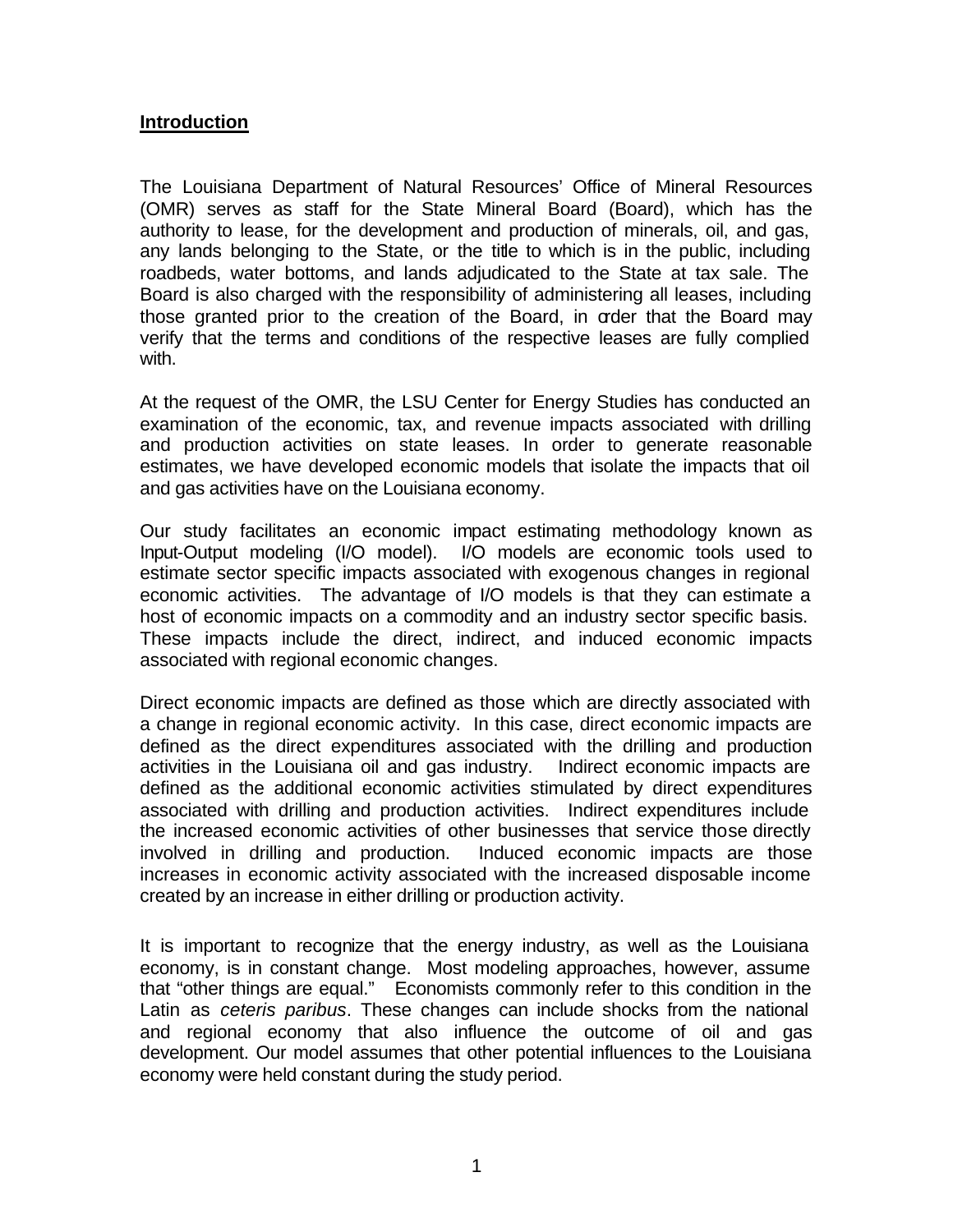## Introduction

The Louisiana Department of Natural Resources' Office of Mineral Resources (OMR) serves as staff for the State Mineral Board (Board), which has the authority to lease, for the development and production of minerals, oil, and gas, any lands belonging to the State, or the title to which is in the public, including roadbeds, water bottoms, and lands adjudicated to the State at tax sale. The Board is also charged with the responsibility of administering all leases, including those granted prior to the creation of the Board, in order that the Board may verify that the terms and conditions of the respective leases are fully complied with.

At the request of the OMR, the LSU Center for Energy Studies has conducted an examination of the economic, tax, and revenue impacts associated with drilling and production activities on state leases. In order to generate reasonable estimates, we have developed economic models that isolate the impacts that oil and gas activities have on the Louisiana economy.

Our study facilitates an economic impact estimating methodology known as Input-Output modeling (I/O model). I/O models are economic tools used to estimate sector specific impacts associated with exogenous changes in regional economic activities. The advantage of I/O models is that they can estimate a host of economic impacts on a commodity and an industry sector specific basis. These impacts include the direct, indirect, and induced economic impacts associated with regional economic changes.

Direct economic impacts are defined as those which are directly associated with a change in regional economic activity. In this case, direct economic impacts are defined as the direct expenditures associated with the drilling and production activities in the Louisiana oil and gas industry. Indirect economic impacts are defined as the additional economic activities stimulated by direct expenditures associated with drilling and production activities. Indirect expenditures include the increased economic activities of other businesses that service those directly involved in drilling and production. Induced economic impacts are those increases in economic activity associated with the increased disposable income created by an increase in either drilling or production activity.

It is important to recognize that the energy industry, as well as the Louisiana economy, is in constant change. Most modeling approaches, however, assume that "other things are equal." Economists commonly refer to this condition in the Latin as *ceteris paribus*. These changes can include shocks from the national and regional economy that also influence the outcome of oil and gas development. Our model assumes that other potential influences to the Louisiana economy were held constant during the study period.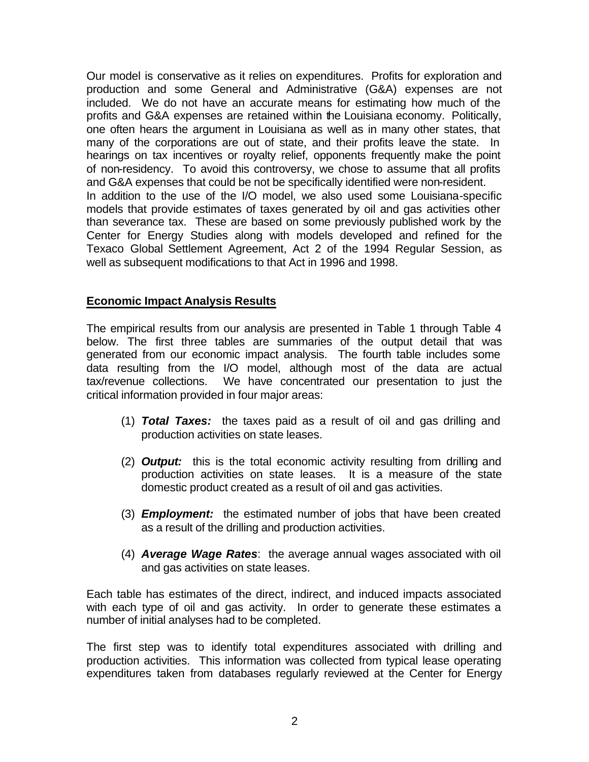Our model is conservative as it relies on expenditures. Profits for exploration and production and some General and Administrative (G&A) expenses are not included. We do not have an accurate means for estimating how much of the profits and G&A expenses are retained within the Louisiana economy. Politically, one often hears the argument in Louisiana as well as in many other states, that many of the corporations are out of state, and their profits leave the state. In hearings on tax incentives or royalty relief, opponents frequently make the point of non-residency. To avoid this controversy, we chose to assume that all profits and G&A expenses that could be not be specifically identified were non-resident.
In addition to the use of the I/O model, we also used some Louisiana-specific models that provide estimates of taxes generated by oil and gas activities other than severance tax. These are based on some previously published work by the Center for Energy Studies along with models developed and refined for the Texaco Global Settlement Agreement, Act 2 of the 1994 Regular Session, as well as subsequent modifications to that Act in 1996 and 1998.

## Economic Impact Analysis Results

The empirical results from our analysis are presented in Table 1 through Table 4 below. The first three tables are summaries of the output detail that was generated from our economic impact analysis. The fourth table includes some data resulting from the I/O model, although most of the data are actual tax/revenue collections. We have concentrated our presentation to just the critical information provided in four major areas:

1. ***Total Taxes:*** the taxes paid as a result of oil and gas drilling and production activities on state leases.
2. ***Output:*** this is the total economic activity resulting from drilling and production activities on state leases. It is a measure of the state domestic product created as a result of oil and gas activities.
3. ***Employment:*** the estimated number of jobs that have been created as a result of the drilling and production activities.
4. ***Average Wage Rates***: the average annual wages associated with oil and gas activities on state leases.

Each table has estimates of the direct, indirect, and induced impacts associated with each type of oil and gas activity. In order to generate these estimates a number of initial analyses had to be completed.

The first step was to identify total expenditures associated with drilling and production activities. This information was collected from typical lease operating expenditures taken from databases regularly reviewed at the Center for Energy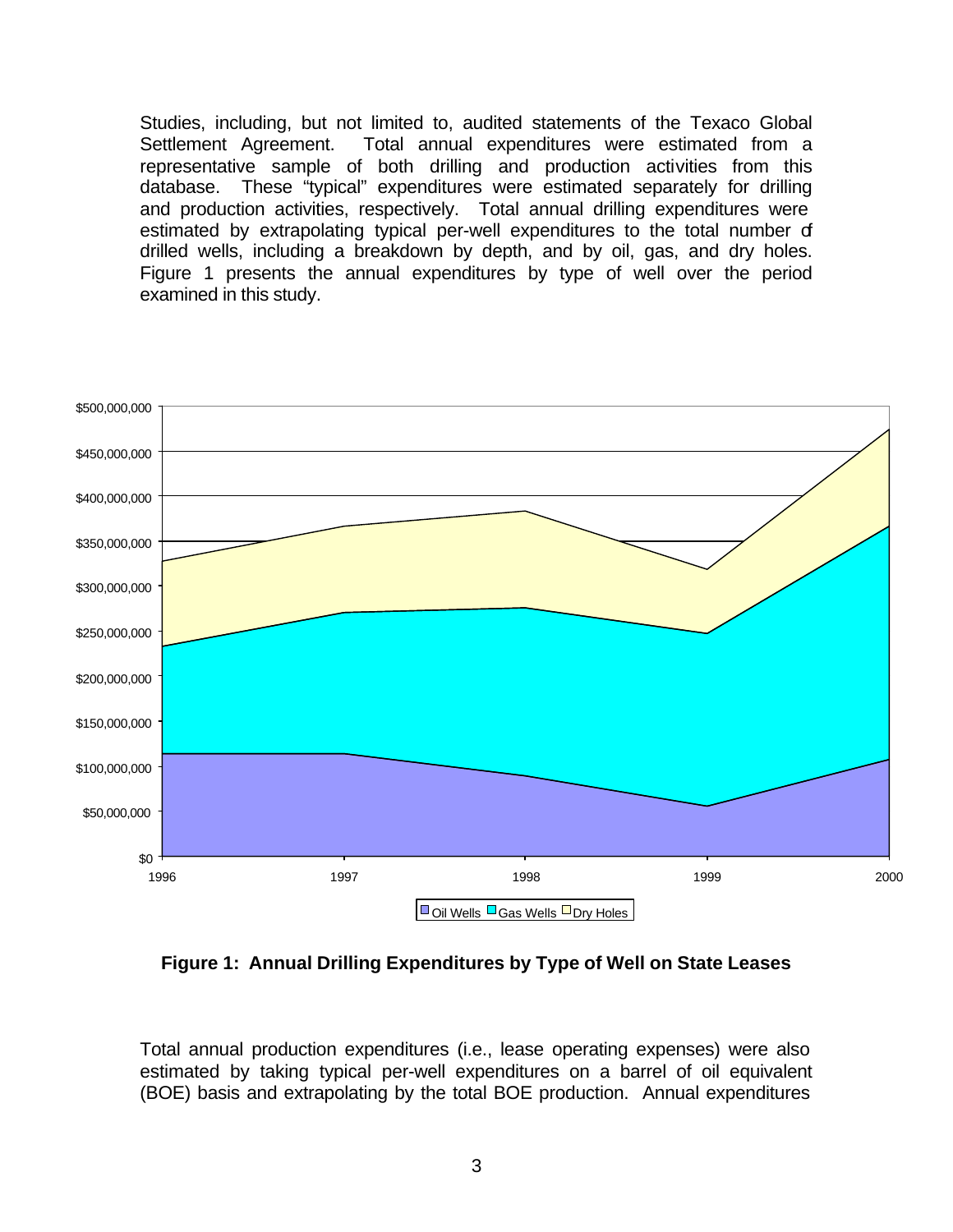Studies, including, but not limited to, audited statements of the Texaco Global Settlement Agreement. Total annual expenditures were estimated from a representative sample of both drilling and production activities from this database. These "typical" expenditures were estimated separately for drilling and production activities, respectively. Total annual drilling expenditures were estimated by extrapolating typical per-well expenditures to the total number of drilled wells, including a breakdown by depth, and by oil, gas, and dry holes. Figure 1 presents the annual expenditures by type of well over the period examined in this study.

**Figure 1: Annual Drilling Expenditures by Type of Well on State Leases**

Total annual production expenditures (i.e., lease operating expenses) were also estimated by taking typical per-well expenditures on a barrel of oil equivalent (BOE) basis and extrapolating by the total BOE production. Annual expenditures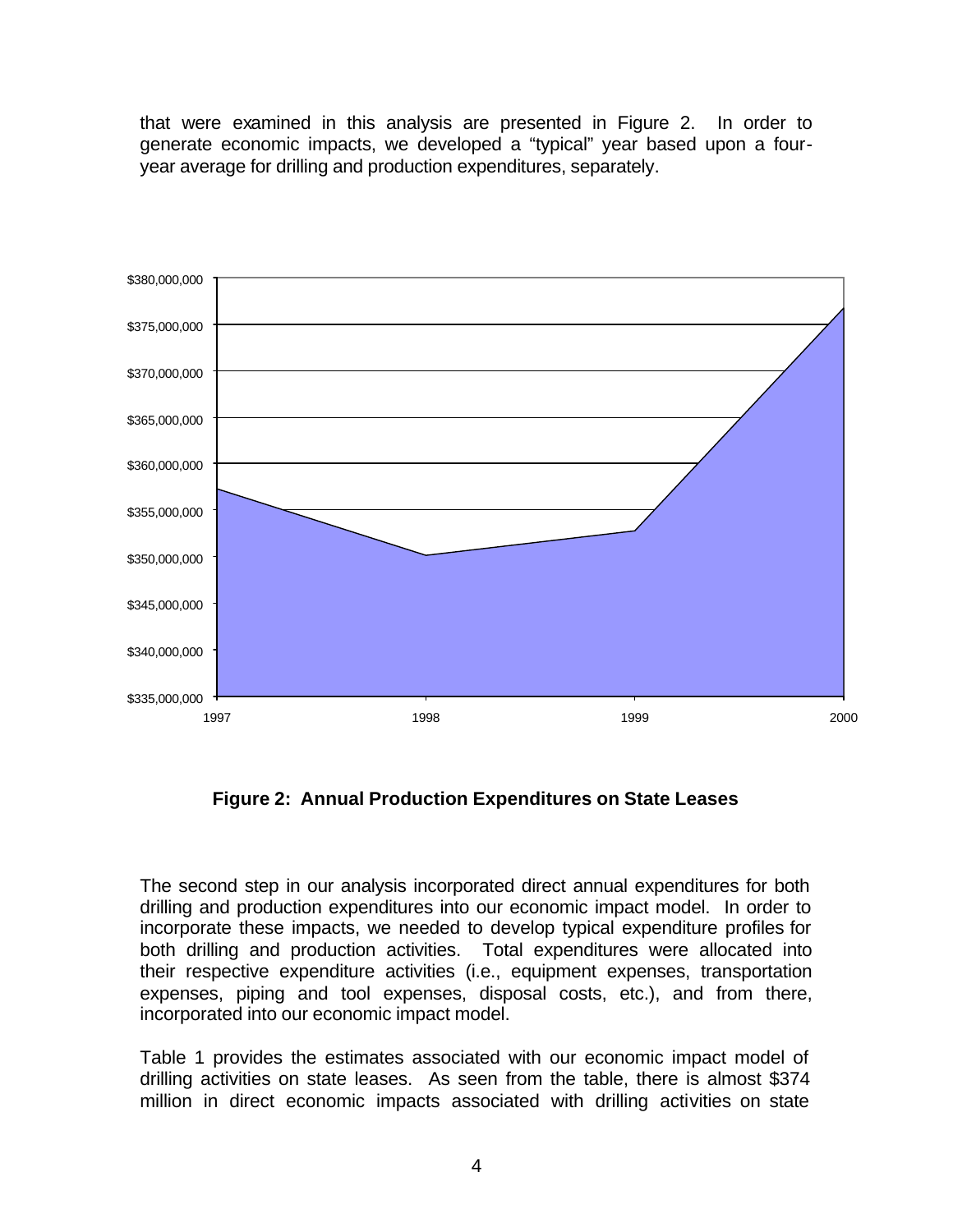that were examined in this analysis are presented in Figure 2. In order to generate economic impacts, we developed a "typical" year based upon a four-year average for drilling and production expenditures, separately.

**Figure 2: Annual Production Expenditures on State Leases**

The second step in our analysis incorporated direct annual expenditures for both drilling and production expenditures into our economic impact model. In order to incorporate these impacts, we needed to develop typical expenditure profiles for both drilling and production activities. Total expenditures were allocated into their respective expenditure activities (i.e., equipment expenses, transportation expenses, piping and tool expenses, disposal costs, etc.), and from there, incorporated into our economic impact model.

Table 1 provides the estimates associated with our economic impact model of drilling activities on state leases. As seen from the table, there is almost $374 million in direct economic impacts associated with drilling activities on state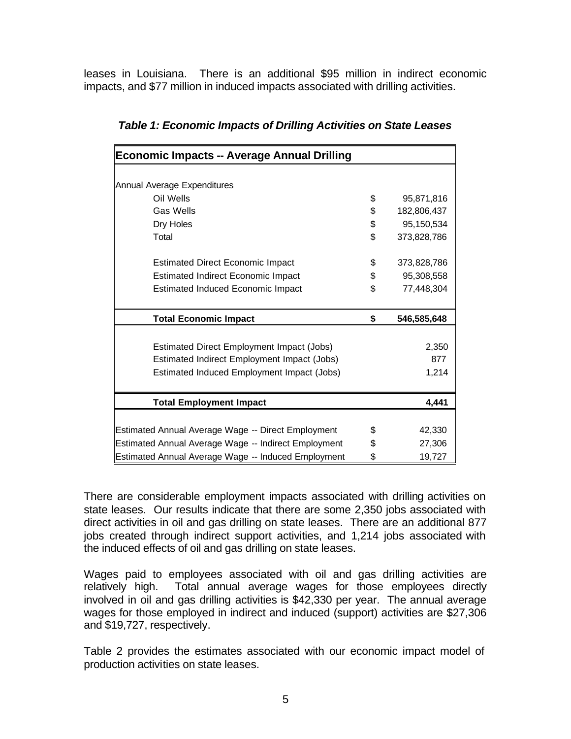leases in Louisiana. There is an additional $95 million in indirect economic impacts, and $77 million in induced impacts associated with drilling activities.

***Table 1: Economic Impacts of Drilling Activities on State Leases***

| **Economic Impacts -- Average Annual Drilling** | | |
|---|---|---|
| Annual Average Expenditures | | |
| Oil Wells | $ | 95,871,816 |
| Gas Wells | $ | 182,806,437 |
| Dry Holes | $ | 95,150,534 |
| Total | $ | 373,828,786 |
| Estimated Direct Economic Impact | $ | 373,828,786 |
| Estimated Indirect Economic Impact | $ | 95,308,558 |
| Estimated Induced Economic Impact | $ | 77,448,304 |
| **Total Economic Impact** | **$** | **546,585,648** |
| Estimated Direct Employment Impact (Jobs) | | 2,350 |
| Estimated Indirect Employment Impact (Jobs) | | 877 |
| Estimated Induced Employment Impact (Jobs) | | 1,214 |
| **Total Employment Impact** | | **4,441** |
| Estimated Annual Average Wage -- Direct Employment | $ | 42,330 |
| Estimated Annual Average Wage -- Indirect Employment | $ | 27,306 |
| Estimated Annual Average Wage -- Induced Employment | $ | 19,727 |

There are considerable employment impacts associated with drilling activities on state leases. Our results indicate that there are some 2,350 jobs associated with direct activities in oil and gas drilling on state leases. There are an additional 877 jobs created through indirect support activities, and 1,214 jobs associated with the induced effects of oil and gas drilling on state leases.

Wages paid to employees associated with oil and gas drilling activities are relatively high. Total annual average wages for those employees directly involved in oil and gas drilling activities is $42,330 per year. The annual average wages for those employed in indirect and induced (support) activities are $27,306 and $19,727, respectively.

Table 2 provides the estimates associated with our economic impact model of production activities on state leases.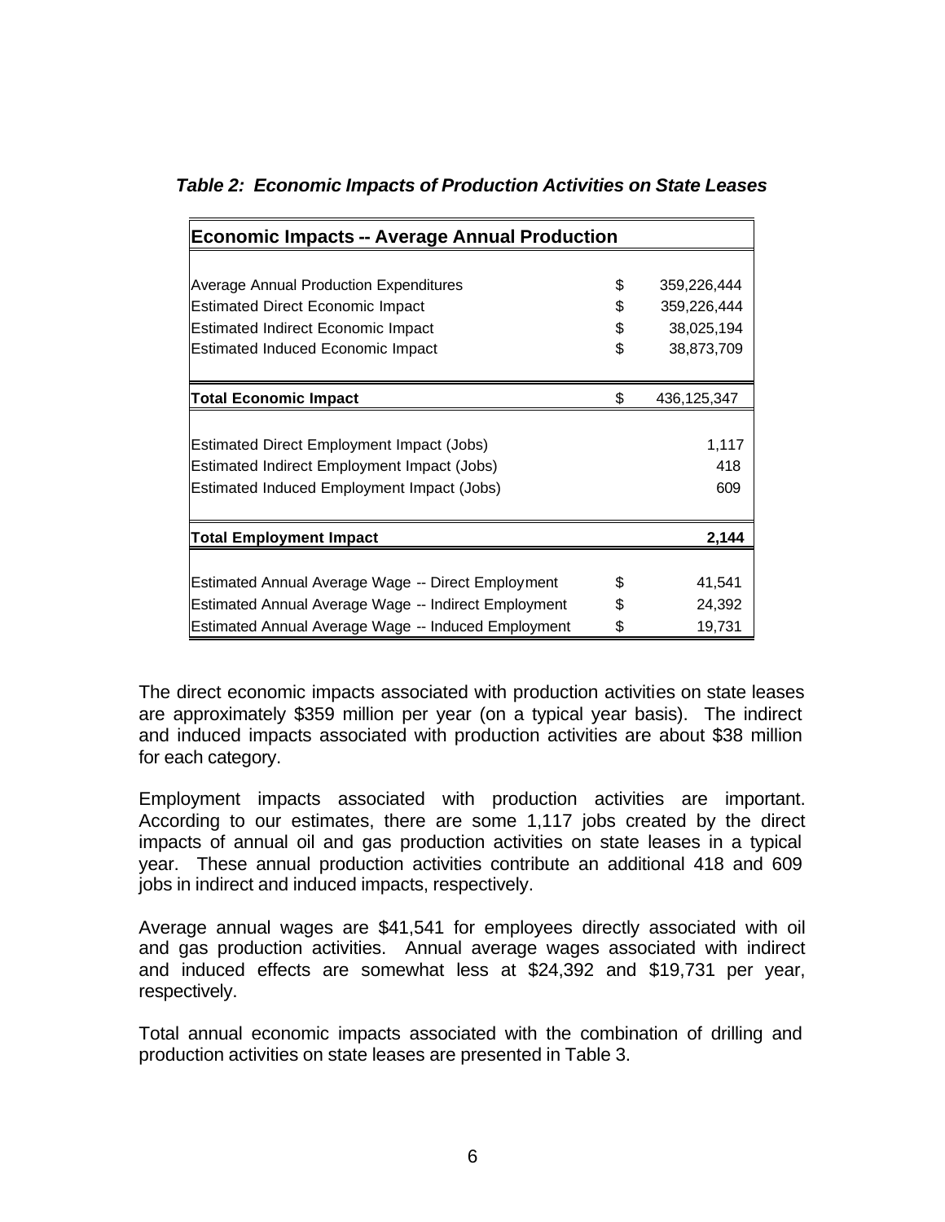***Table 2: Economic Impacts of Production Activities on State Leases***

| **Economic Impacts -- Average Annual Production** | | |
|---|---|---|
| Average Annual Production Expenditures | $ | 359,226,444 |
| Estimated Direct Economic Impact | $ | 359,226,444 |
| Estimated Indirect Economic Impact | $ | 38,025,194 |
| Estimated Induced Economic Impact | $ | 38,873,709 |
| **Total Economic Impact** | $ | 436,125,347 |
| Estimated Direct Employment Impact (Jobs) | | 1,117 |
| Estimated Indirect Employment Impact (Jobs) | | 418 |
| Estimated Induced Employment Impact (Jobs) | | 609 |
| **Total Employment Impact** | | **2,144** |
| Estimated Annual Average Wage -- Direct Employment | $ | 41,541 |
| Estimated Annual Average Wage -- Indirect Employment | $ | 24,392 |
| Estimated Annual Average Wage -- Induced Employment | $ | 19,731 |

The direct economic impacts associated with production activities on state leases are approximately $359 million per year (on a typical year basis). The indirect and induced impacts associated with production activities are about $38 million for each category.

Employment impacts associated with production activities are important. According to our estimates, there are some 1,117 jobs created by the direct impacts of annual oil and gas production activities on state leases in a typical year. These annual production activities contribute an additional 418 and 609 jobs in indirect and induced impacts, respectively.

Average annual wages are $41,541 for employees directly associated with oil and gas production activities. Annual average wages associated with indirect and induced effects are somewhat less at $24,392 and $19,731 per year, respectively.

Total annual economic impacts associated with the combination of drilling and production activities on state leases are presented in Table 3.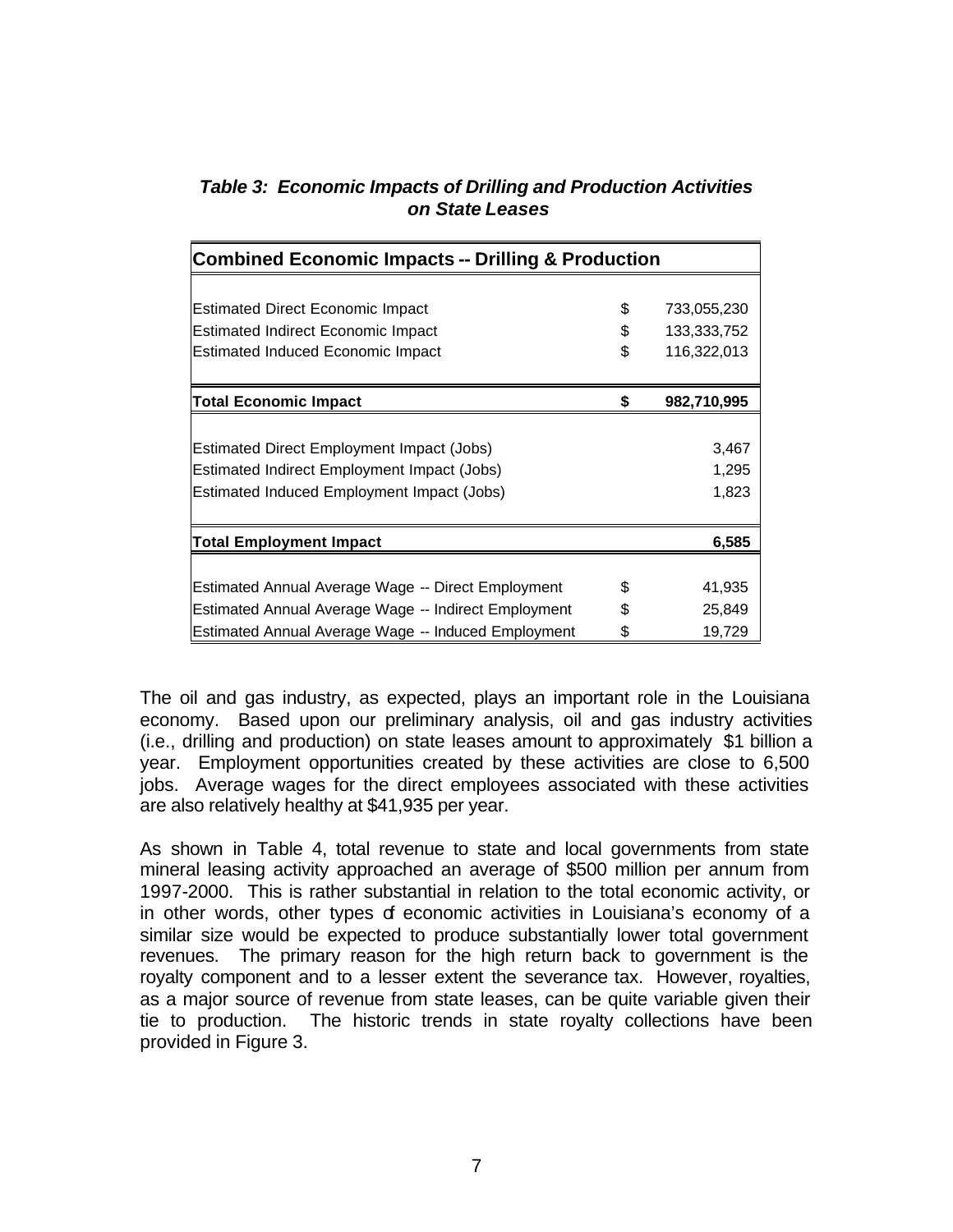***Table 3: Economic Impacts of Drilling and Production Activities on State Leases***

| **Combined Economic Impacts -- Drilling & Production** | |
|---|---|
| Estimated Direct Economic Impact | $ 733,055,230 |
| Estimated Indirect Economic Impact | $ 133,333,752 |
| Estimated Induced Economic Impact | $ 116,322,013 |
| **Total Economic Impact** | **$ 982,710,995** |
| Estimated Direct Employment Impact (Jobs) | 3,467 |
| Estimated Indirect Employment Impact (Jobs) | 1,295 |
| Estimated Induced Employment Impact (Jobs) | 1,823 |
| **Total Employment Impact** | **6,585** |
| Estimated Annual Average Wage -- Direct Employment | $ 41,935 |
| Estimated Annual Average Wage -- Indirect Employment | $ 25,849 |
| Estimated Annual Average Wage -- Induced Employment | $ 19,729 |

The oil and gas industry, as expected, plays an important role in the Louisiana economy. Based upon our preliminary analysis, oil and gas industry activities (i.e., drilling and production) on state leases amount to approximately $1 billion a year. Employment opportunities created by these activities are close to 6,500 jobs. Average wages for the direct employees associated with these activities are also relatively healthy at $41,935 per year.

As shown in Table 4, total revenue to state and local governments from state mineral leasing activity approached an average of $500 million per annum from 1997-2000. This is rather substantial in relation to the total economic activity, or in other words, other types of economic activities in Louisiana's economy of a similar size would be expected to produce substantially lower total government revenues. The primary reason for the high return back to government is the royalty component and to a lesser extent the severance tax. However, royalties, as a major source of revenue from state leases, can be quite variable given their tie to production. The historic trends in state royalty collections have been provided in Figure 3.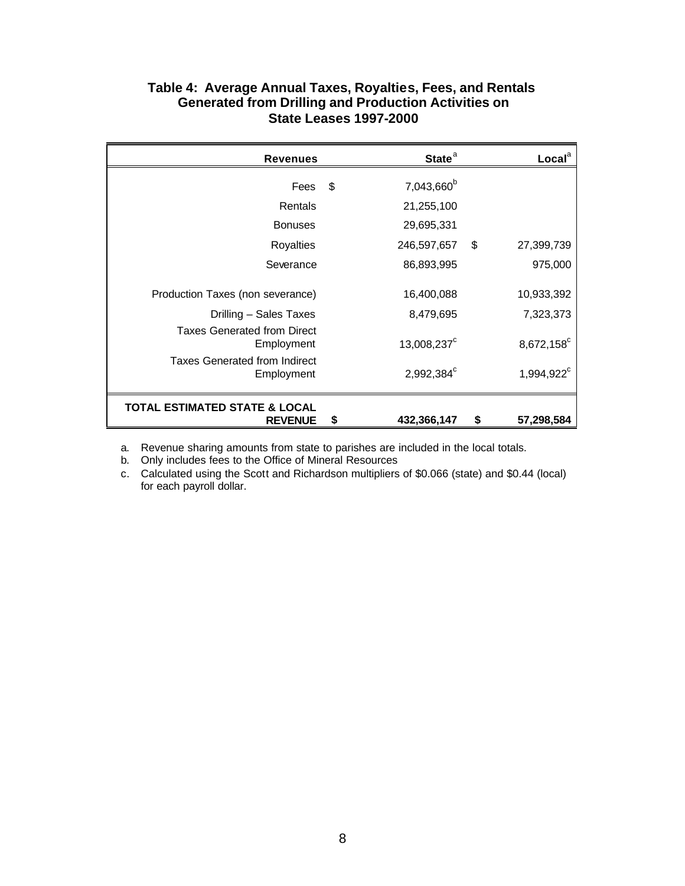**Table 4: Average Annual Taxes, Royalties, Fees, and Rentals Generated from Drilling and Production Activities on State Leases 1997-2000**

| Revenues | State[a] | Local[a] |
|---|---|---|
| Fees | $ 7,043,660[b] | |
| Rentals | 21,255,100 | |
| Bonuses | 29,695,331 | |
| Royalties | 246,597,657 | $ 27,399,739 |
| Severance | 86,893,995 | 975,000 |
| Production Taxes (non severance) | 16,400,088 | 10,933,392 |
| Drilling – Sales Taxes | 8,479,695 | 7,323,373 |
| Taxes Generated from Direct Employment | 13,008,237[c] | 8,672,158[c] |
| Taxes Generated from Indirect Employment | 2,992,384[c] | 1,994,922[c] |
| **TOTAL ESTIMATED STATE & LOCAL REVENUE** | **$ 432,366,147** | **$ 57,298,584** |

a. Revenue sharing amounts from state to parishes are included in the local totals.
b. Only includes fees to the Office of Mineral Resources
c. Calculated using the Scott and Richardson multipliers of $0.066 (state) and $0.44 (local) for each payroll dollar.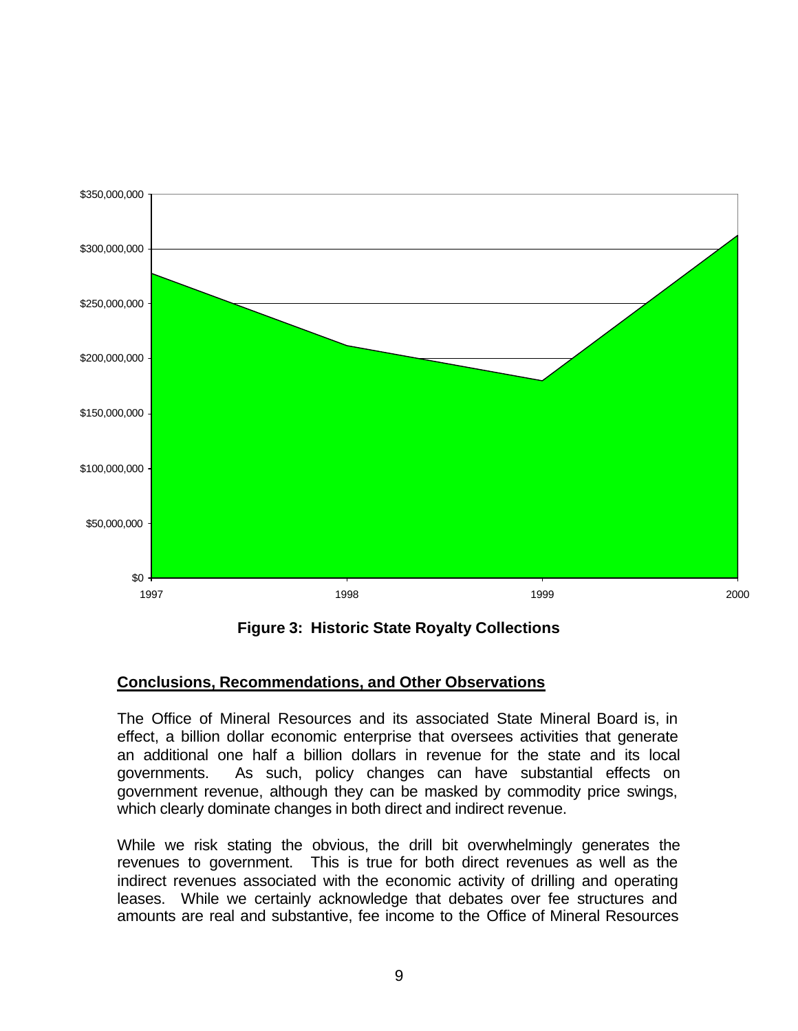**Figure 3: Historic State Royalty Collections**

## Conclusions, Recommendations, and Other Observations

The Office of Mineral Resources and its associated State Mineral Board is, in effect, a billion dollar economic enterprise that oversees activities that generate an additional one half a billion dollars in revenue for the state and its local governments. As such, policy changes can have substantial effects on government revenue, although they can be masked by commodity price swings, which clearly dominate changes in both direct and indirect revenue.

While we risk stating the obvious, the drill bit overwhelmingly generates the revenues to government. This is true for both direct revenues as well as the indirect revenues associated with the economic activity of drilling and operating leases. While we certainly acknowledge that debates over fee structures and amounts are real and substantive, fee income to the Office of Mineral Resources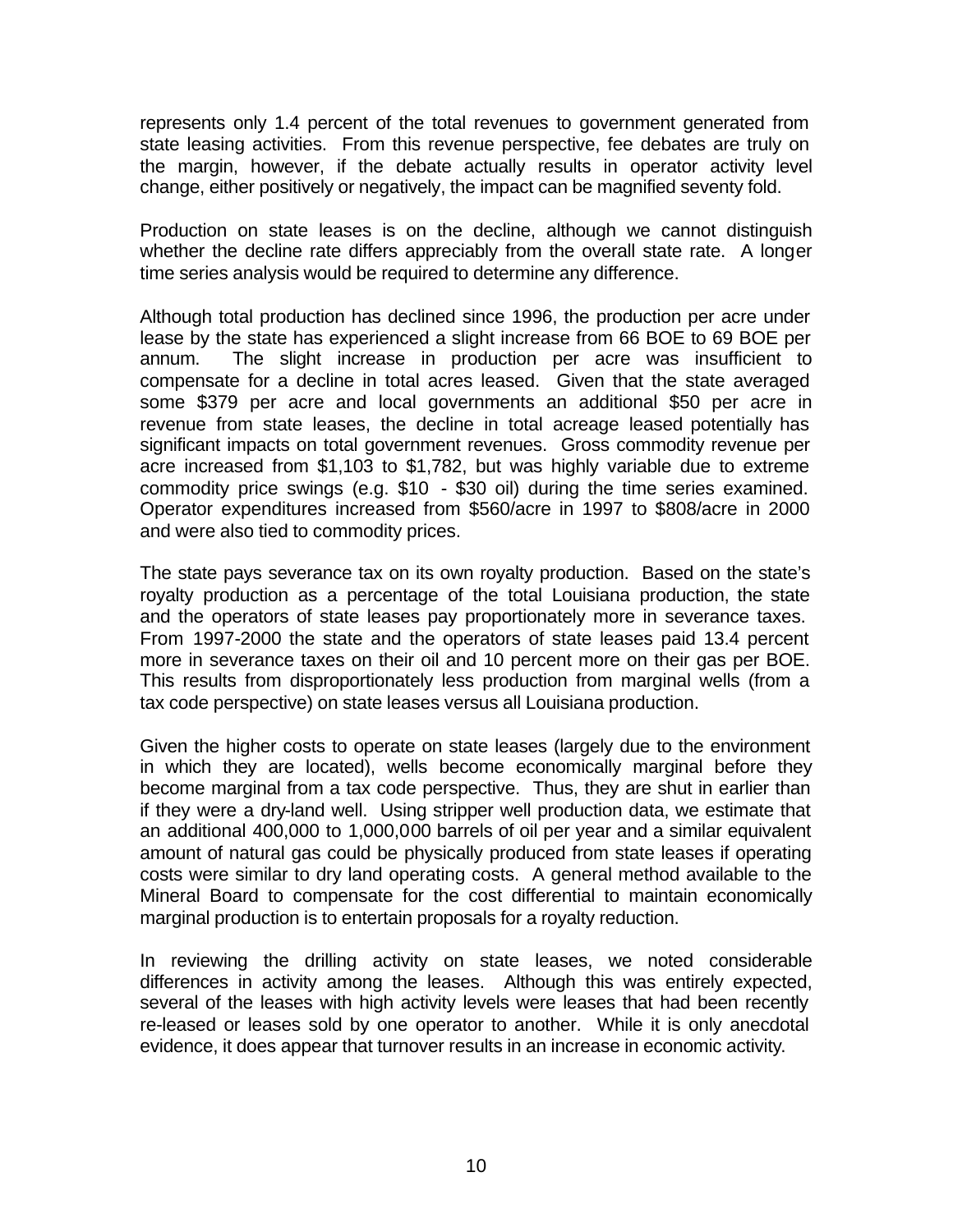represents only 1.4 percent of the total revenues to government generated from state leasing activities. From this revenue perspective, fee debates are truly on the margin, however, if the debate actually results in operator activity level change, either positively or negatively, the impact can be magnified seventy fold.

Production on state leases is on the decline, although we cannot distinguish whether the decline rate differs appreciably from the overall state rate. A longer time series analysis would be required to determine any difference.

Although total production has declined since 1996, the production per acre under lease by the state has experienced a slight increase from 66 BOE to 69 BOE per annum. The slight increase in production per acre was insufficient to compensate for a decline in total acres leased. Given that the state averaged some $379 per acre and local governments an additional $50 per acre in revenue from state leases, the decline in total acreage leased potentially has significant impacts on total government revenues. Gross commodity revenue per acre increased from $1,103 to $1,782, but was highly variable due to extreme commodity price swings (e.g. $10 - $30 oil) during the time series examined. Operator expenditures increased from $560/acre in 1997 to $808/acre in 2000 and were also tied to commodity prices.

The state pays severance tax on its own royalty production. Based on the state's royalty production as a percentage of the total Louisiana production, the state and the operators of state leases pay proportionately more in severance taxes. From 1997-2000 the state and the operators of state leases paid 13.4 percent more in severance taxes on their oil and 10 percent more on their gas per BOE. This results from disproportionately less production from marginal wells (from a tax code perspective) on state leases versus all Louisiana production.

Given the higher costs to operate on state leases (largely due to the environment in which they are located), wells become economically marginal before they become marginal from a tax code perspective. Thus, they are shut in earlier than if they were a dry-land well. Using stripper well production data, we estimate that an additional 400,000 to 1,000,000 barrels of oil per year and a similar equivalent amount of natural gas could be physically produced from state leases if operating costs were similar to dry land operating costs. A general method available to the Mineral Board to compensate for the cost differential to maintain economically marginal production is to entertain proposals for a royalty reduction.

In reviewing the drilling activity on state leases, we noted considerable differences in activity among the leases. Although this was entirely expected, several of the leases with high activity levels were leases that had been recently re-leased or leases sold by one operator to another. While it is only anecdotal evidence, it does appear that turnover results in an increase in economic activity.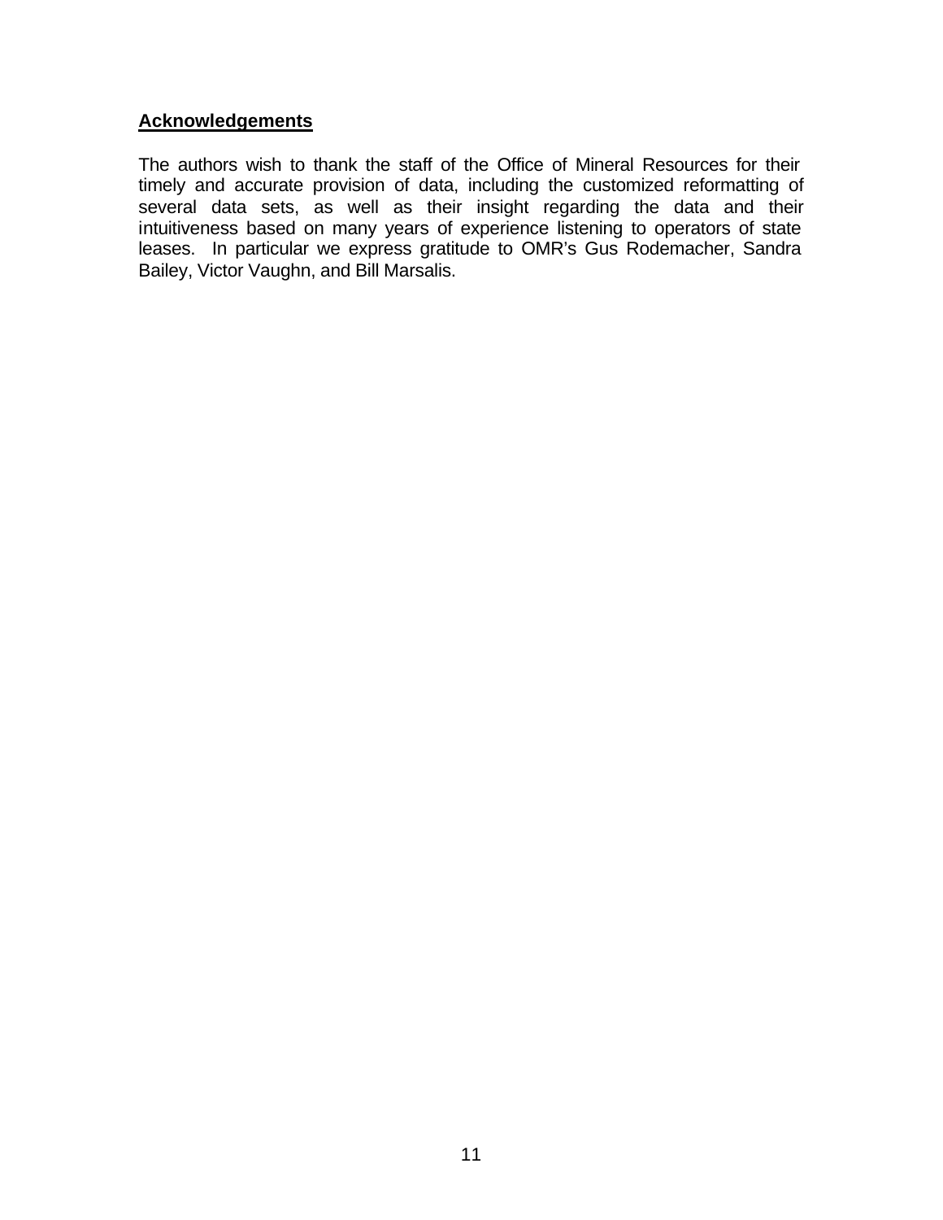## Acknowledgements

The authors wish to thank the staff of the Office of Mineral Resources for their timely and accurate provision of data, including the customized reformatting of several data sets, as well as their insight regarding the data and their intuitiveness based on many years of experience listening to operators of state leases. In particular we express gratitude to OMR's Gus Rodemacher, Sandra Bailey, Victor Vaughn, and Bill Marsalis.